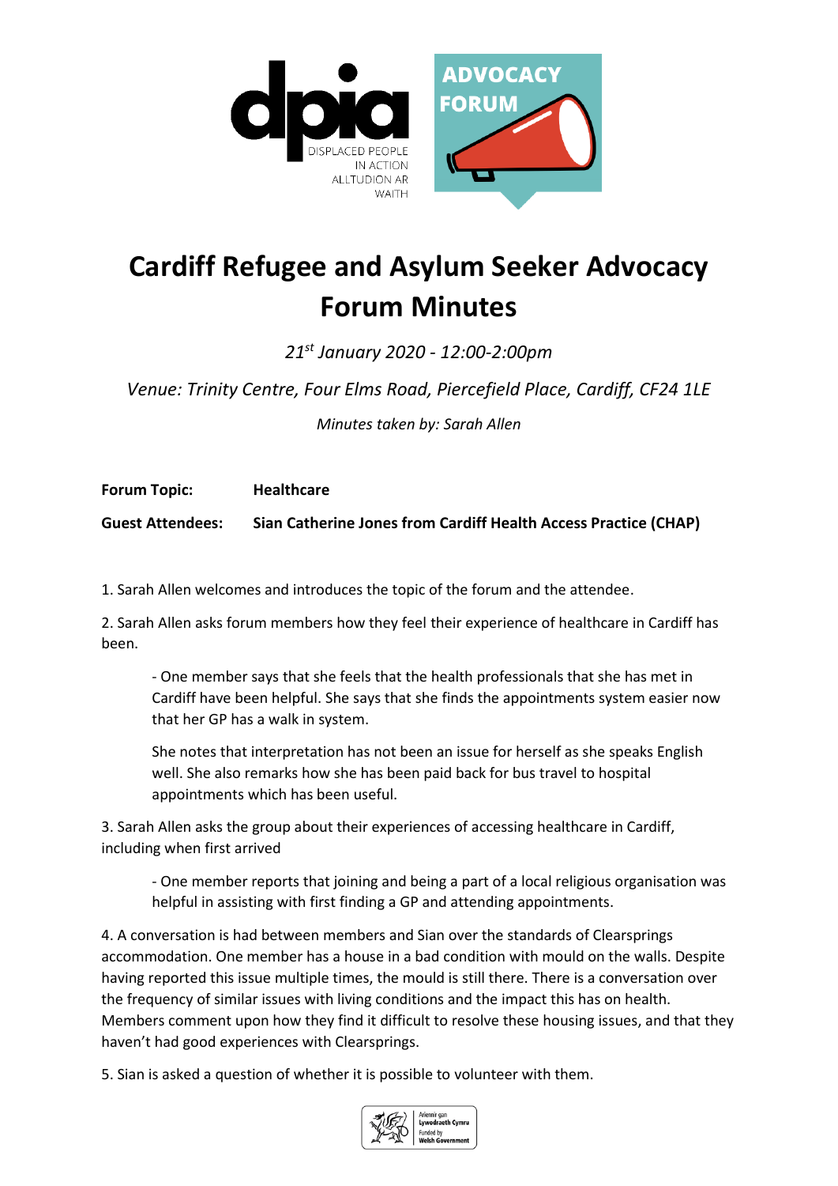# Cardiff Refugee and Asylum Seeker Advocacy Forum Minutes

*21st January 2020 - 12:00-2:00pm*

*Venue: Trinity Centre, Four Elms Road, Piercefield Place, Cardiff, CF24 1LE*

*Minutes taken by: Sarah Allen*

**Forum Topic:** **Healthcare**

**Guest Attendees:** **Sian Catherine Jones from Cardiff Health Access Practice (CHAP)**

1. Sarah Allen welcomes and introduces the topic of the forum and the attendee.

2. Sarah Allen asks forum members how they feel their experience of healthcare in Cardiff has been.

   - One member says that she feels that the health professionals that she has met in Cardiff have been helpful. She says that she finds the appointments system easier now that her GP has a walk in system.

   She notes that interpretation has not been an issue for herself as she speaks English well. She also remarks how she has been paid back for bus travel to hospital appointments which has been useful.

3. Sarah Allen asks the group about their experiences of accessing healthcare in Cardiff, including when first arrived

   - One member reports that joining and being a part of a local religious organisation was helpful in assisting with first finding a GP and attending appointments.

4. A conversation is had between members and Sian over the standards of Clearsprings accommodation. One member has a house in a bad condition with mould on the walls. Despite having reported this issue multiple times, the mould is still there. There is a conversation over the frequency of similar issues with living conditions and the impact this has on health. Members comment upon how they find it difficult to resolve these housing issues, and that they haven't had good experiences with Clearsprings.

5. Sian is asked a question of whether it is possible to volunteer with them.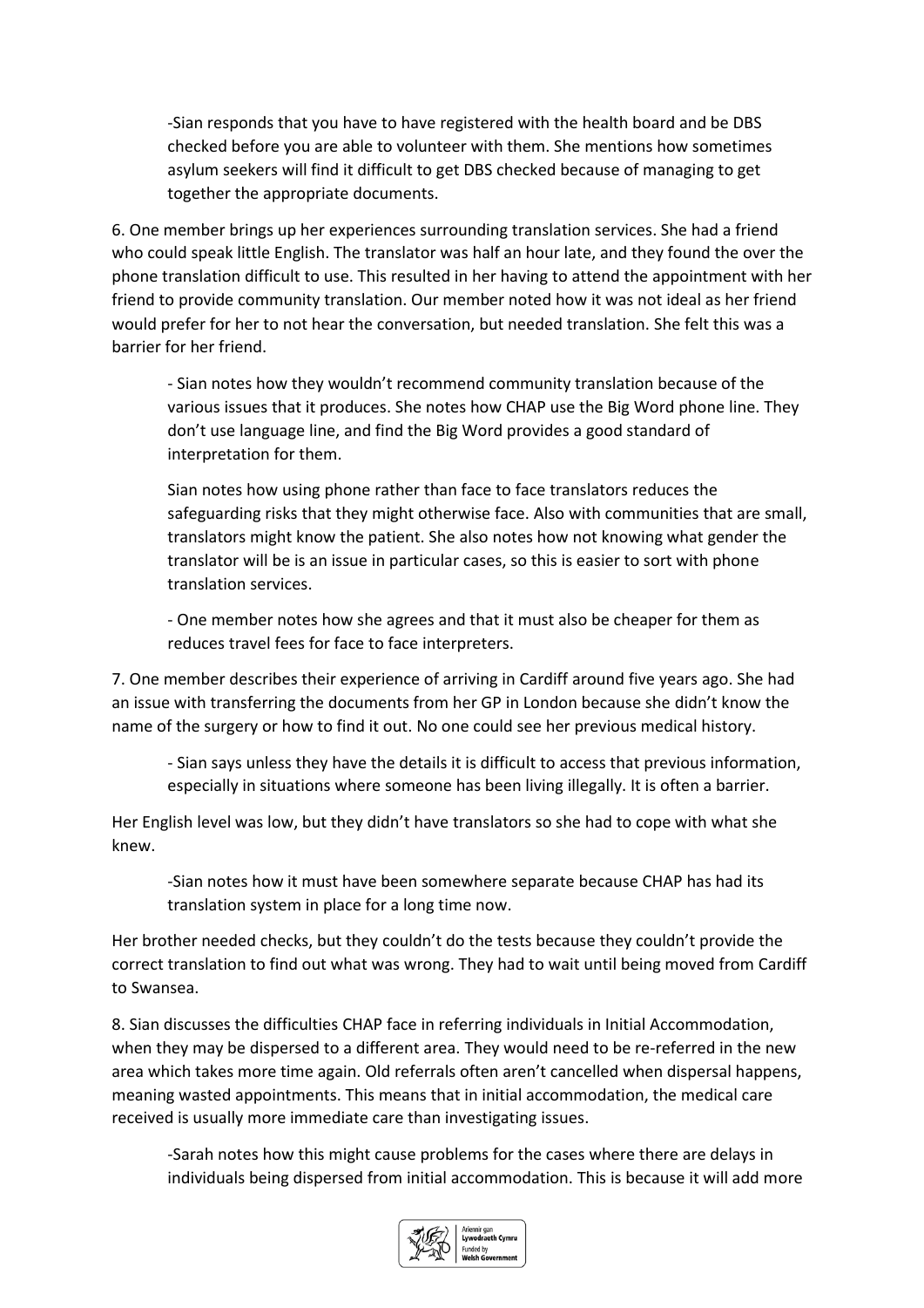-Sian responds that you have to have registered with the health board and be DBS checked before you are able to volunteer with them. She mentions how sometimes asylum seekers will find it difficult to get DBS checked because of managing to get together the appropriate documents.

6. One member brings up her experiences surrounding translation services. She had a friend who could speak little English. The translator was half an hour late, and they found the over the phone translation difficult to use. This resulted in her having to attend the appointment with her friend to provide community translation. Our member noted how it was not ideal as her friend would prefer for her to not hear the conversation, but needed translation. She felt this was a barrier for her friend.

- Sian notes how they wouldn't recommend community translation because of the various issues that it produces. She notes how CHAP use the Big Word phone line. They don't use language line, and find the Big Word provides a good standard of interpretation for them.

Sian notes how using phone rather than face to face translators reduces the safeguarding risks that they might otherwise face. Also with communities that are small, translators might know the patient. She also notes how not knowing what gender the translator will be is an issue in particular cases, so this is easier to sort with phone translation services.

- One member notes how she agrees and that it must also be cheaper for them as reduces travel fees for face to face interpreters.

7. One member describes their experience of arriving in Cardiff around five years ago. She had an issue with transferring the documents from her GP in London because she didn't know the name of the surgery or how to find it out. No one could see her previous medical history.

- Sian says unless they have the details it is difficult to access that previous information, especially in situations where someone has been living illegally. It is often a barrier.

Her English level was low, but they didn't have translators so she had to cope with what she knew.

-Sian notes how it must have been somewhere separate because CHAP has had its translation system in place for a long time now.

Her brother needed checks, but they couldn't do the tests because they couldn't provide the correct translation to find out what was wrong. They had to wait until being moved from Cardiff to Swansea.

8. Sian discusses the difficulties CHAP face in referring individuals in Initial Accommodation, when they may be dispersed to a different area. They would need to be re-referred in the new area which takes more time again. Old referrals often aren't cancelled when dispersal happens, meaning wasted appointments. This means that in initial accommodation, the medical care received is usually more immediate care than investigating issues.

-Sarah notes how this might cause problems for the cases where there are delays in individuals being dispersed from initial accommodation. This is because it will add more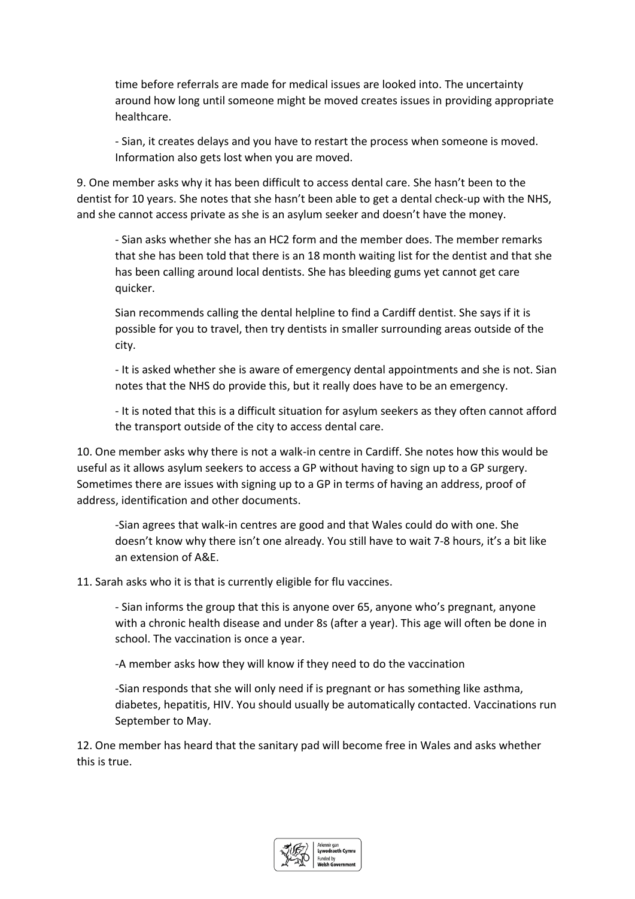time before referrals are made for medical issues are looked into. The uncertainty around how long until someone might be moved creates issues in providing appropriate healthcare.

- Sian, it creates delays and you have to restart the process when someone is moved. Information also gets lost when you are moved.

9. One member asks why it has been difficult to access dental care. She hasn't been to the dentist for 10 years. She notes that she hasn't been able to get a dental check-up with the NHS, and she cannot access private as she is an asylum seeker and doesn't have the money.

   - Sian asks whether she has an HC2 form and the member does. The member remarks that she has been told that there is an 18 month waiting list for the dentist and that she has been calling around local dentists. She has bleeding gums yet cannot get care quicker.

   Sian recommends calling the dental helpline to find a Cardiff dentist. She says if it is possible for you to travel, then try dentists in smaller surrounding areas outside of the city.

   - It is asked whether she is aware of emergency dental appointments and she is not. Sian notes that the NHS do provide this, but it really does have to be an emergency.

   - It is noted that this is a difficult situation for asylum seekers as they often cannot afford the transport outside of the city to access dental care.

10. One member asks why there is not a walk-in centre in Cardiff. She notes how this would be useful as it allows asylum seekers to access a GP without having to sign up to a GP surgery. Sometimes there are issues with signing up to a GP in terms of having an address, proof of address, identification and other documents.

   -Sian agrees that walk-in centres are good and that Wales could do with one. She doesn't know why there isn't one already. You still have to wait 7-8 hours, it's a bit like an extension of A&E.

11. Sarah asks who it is that is currently eligible for flu vaccines.

   - Sian informs the group that this is anyone over 65, anyone who's pregnant, anyone with a chronic health disease and under 8s (after a year). This age will often be done in school. The vaccination is once a year.

   -A member asks how they will know if they need to do the vaccination

   -Sian responds that she will only need if is pregnant or has something like asthma, diabetes, hepatitis, HIV. You should usually be automatically contacted. Vaccinations run September to May.

12. One member has heard that the sanitary pad will become free in Wales and asks whether this is true.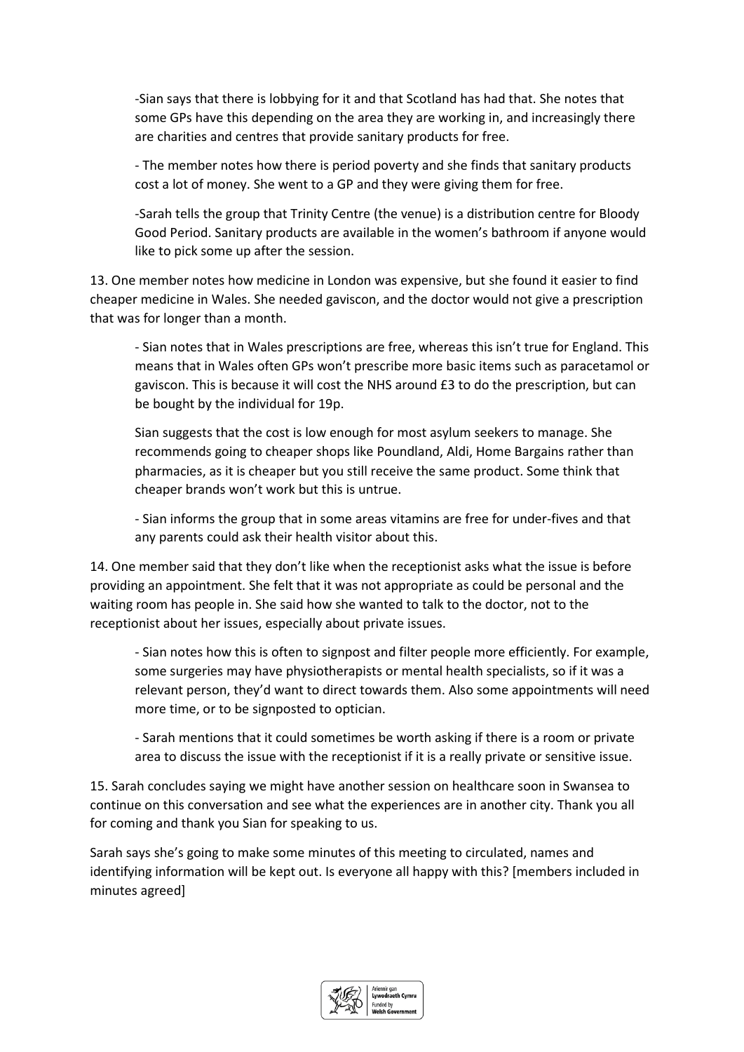-Sian says that there is lobbying for it and that Scotland has had that. She notes that some GPs have this depending on the area they are working in, and increasingly there are charities and centres that provide sanitary products for free.

- The member notes how there is period poverty and she finds that sanitary products cost a lot of money. She went to a GP and they were giving them for free.

-Sarah tells the group that Trinity Centre (the venue) is a distribution centre for Bloody Good Period. Sanitary products are available in the women's bathroom if anyone would like to pick some up after the session.

13. One member notes how medicine in London was expensive, but she found it easier to find cheaper medicine in Wales. She needed gaviscon, and the doctor would not give a prescription that was for longer than a month.

  - Sian notes that in Wales prescriptions are free, whereas this isn't true for England. This means that in Wales often GPs won't prescribe more basic items such as paracetamol or gaviscon. This is because it will cost the NHS around £3 to do the prescription, but can be bought by the individual for 19p.

  Sian suggests that the cost is low enough for most asylum seekers to manage. She recommends going to cheaper shops like Poundland, Aldi, Home Bargains rather than pharmacies, as it is cheaper but you still receive the same product. Some think that cheaper brands won't work but this is untrue.

  - Sian informs the group that in some areas vitamins are free for under-fives and that any parents could ask their health visitor about this.

14. One member said that they don't like when the receptionist asks what the issue is before providing an appointment. She felt that it was not appropriate as could be personal and the waiting room has people in. She said how she wanted to talk to the doctor, not to the receptionist about her issues, especially about private issues.

  - Sian notes how this is often to signpost and filter people more efficiently. For example, some surgeries may have physiotherapists or mental health specialists, so if it was a relevant person, they'd want to direct towards them. Also some appointments will need more time, or to be signposted to optician.

  - Sarah mentions that it could sometimes be worth asking if there is a room or private area to discuss the issue with the receptionist if it is a really private or sensitive issue.

15. Sarah concludes saying we might have another session on healthcare soon in Swansea to continue on this conversation and see what the experiences are in another city. Thank you all for coming and thank you Sian for speaking to us.

Sarah says she's going to make some minutes of this meeting to circulated, names and identifying information will be kept out. Is everyone all happy with this? [members included in minutes agreed]